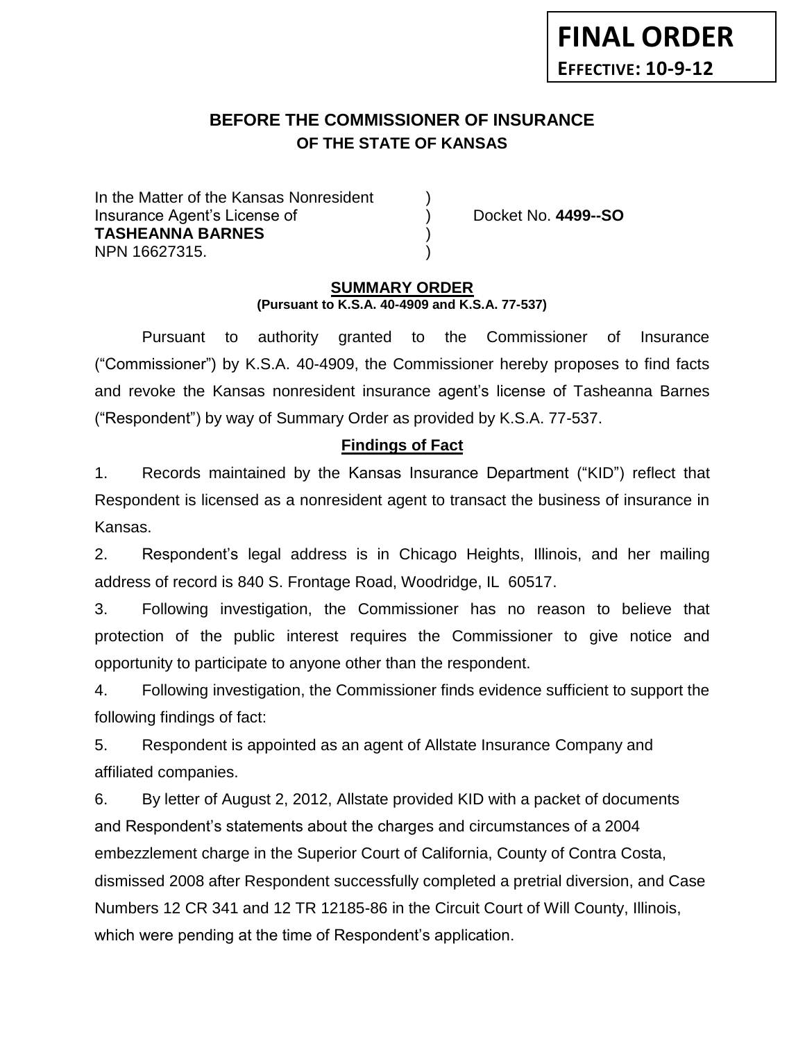**FINAL ORDER**

**EFFECTIVE: 10-9-12**

# BEFORE THE COMMISSIONER OF INSURANCE
## OF THE STATE OF KANSAS

In the Matter of the Kansas Nonresident )
Insurance Agent's License of ) Docket No. **4499--SO**
**TASHEANNA BARNES** )
NPN 16627315. )

### SUMMARY ORDER
**(Pursuant to K.S.A. 40-4909 and K.S.A. 77-537)**

Pursuant to authority granted to the Commissioner of Insurance ("Commissioner") by K.S.A. 40-4909, the Commissioner hereby proposes to find facts and revoke the Kansas nonresident insurance agent's license of Tasheanna Barnes ("Respondent") by way of Summary Order as provided by K.S.A. 77-537.

### Findings of Fact

1. Records maintained by the Kansas Insurance Department ("KID") reflect that Respondent is licensed as a nonresident agent to transact the business of insurance in Kansas.

2. Respondent's legal address is in Chicago Heights, Illinois, and her mailing address of record is 840 S. Frontage Road, Woodridge, IL 60517.

3. Following investigation, the Commissioner has no reason to believe that protection of the public interest requires the Commissioner to give notice and opportunity to participate to anyone other than the respondent.

4. Following investigation, the Commissioner finds evidence sufficient to support the following findings of fact:

5. Respondent is appointed as an agent of Allstate Insurance Company and affiliated companies.

6. By letter of August 2, 2012, Allstate provided KID with a packet of documents and Respondent's statements about the charges and circumstances of a 2004 embezzlement charge in the Superior Court of California, County of Contra Costa, dismissed 2008 after Respondent successfully completed a pretrial diversion, and Case Numbers 12 CR 341 and 12 TR 12185-86 in the Circuit Court of Will County, Illinois, which were pending at the time of Respondent's application.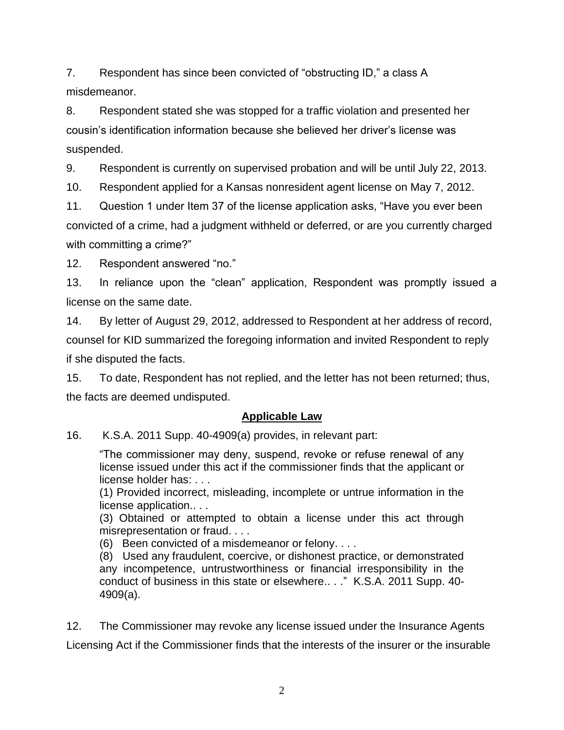7. Respondent has since been convicted of "obstructing ID," a class A misdemeanor.

8. Respondent stated she was stopped for a traffic violation and presented her cousin's identification information because she believed her driver's license was suspended.

9. Respondent is currently on supervised probation and will be until July 22, 2013.

10. Respondent applied for a Kansas nonresident agent license on May 7, 2012.

11. Question 1 under Item 37 of the license application asks, "Have you ever been convicted of a crime, had a judgment withheld or deferred, or are you currently charged with committing a crime?"

12. Respondent answered "no."

13. In reliance upon the "clean" application, Respondent was promptly issued a license on the same date.

14. By letter of August 29, 2012, addressed to Respondent at her address of record, counsel for KID summarized the foregoing information and invited Respondent to reply if she disputed the facts.

15. To date, Respondent has not replied, and the letter has not been returned; thus, the facts are deemed undisputed.

## **Applicable Law**

16. K.S.A. 2011 Supp. 40-4909(a) provides, in relevant part:

> "The commissioner may deny, suspend, revoke or refuse renewal of any license issued under this act if the commissioner finds that the applicant or license holder has: . . .
>
> (1) Provided incorrect, misleading, incomplete or untrue information in the license application.. . .
>
> (3) Obtained or attempted to obtain a license under this act through misrepresentation or fraud. . . .
>
> (6) Been convicted of a misdemeanor or felony. . . .
>
> (8) Used any fraudulent, coercive, or dishonest practice, or demonstrated any incompetence, untrustworthiness or financial irresponsibility in the conduct of business in this state or elsewhere.. . ." K.S.A. 2011 Supp. 40-4909(a).

12. The Commissioner may revoke any license issued under the Insurance Agents Licensing Act if the Commissioner finds that the interests of the insurer or the insurable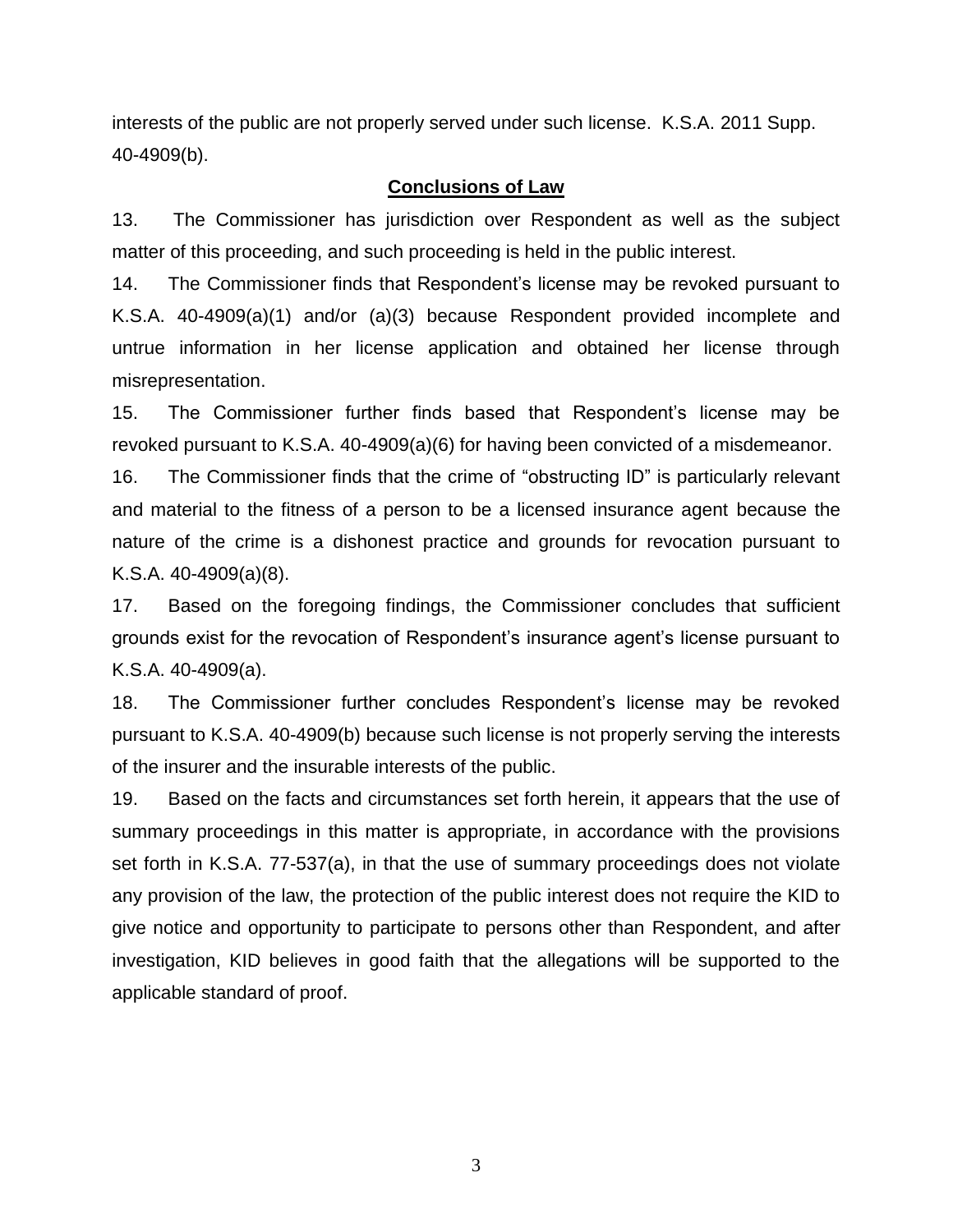interests of the public are not properly served under such license. K.S.A. 2011 Supp. 40-4909(b).

## Conclusions of Law

13. The Commissioner has jurisdiction over Respondent as well as the subject matter of this proceeding, and such proceeding is held in the public interest.

14. The Commissioner finds that Respondent's license may be revoked pursuant to K.S.A. 40-4909(a)(1) and/or (a)(3) because Respondent provided incomplete and untrue information in her license application and obtained her license through misrepresentation.

15. The Commissioner further finds based that Respondent's license may be revoked pursuant to K.S.A. 40-4909(a)(6) for having been convicted of a misdemeanor.

16. The Commissioner finds that the crime of "obstructing ID" is particularly relevant and material to the fitness of a person to be a licensed insurance agent because the nature of the crime is a dishonest practice and grounds for revocation pursuant to K.S.A. 40-4909(a)(8).

17. Based on the foregoing findings, the Commissioner concludes that sufficient grounds exist for the revocation of Respondent's insurance agent's license pursuant to K.S.A. 40-4909(a).

18. The Commissioner further concludes Respondent's license may be revoked pursuant to K.S.A. 40-4909(b) because such license is not properly serving the interests of the insurer and the insurable interests of the public.

19. Based on the facts and circumstances set forth herein, it appears that the use of summary proceedings in this matter is appropriate, in accordance with the provisions set forth in K.S.A. 77-537(a), in that the use of summary proceedings does not violate any provision of the law, the protection of the public interest does not require the KID to give notice and opportunity to participate to persons other than Respondent, and after investigation, KID believes in good faith that the allegations will be supported to the applicable standard of proof.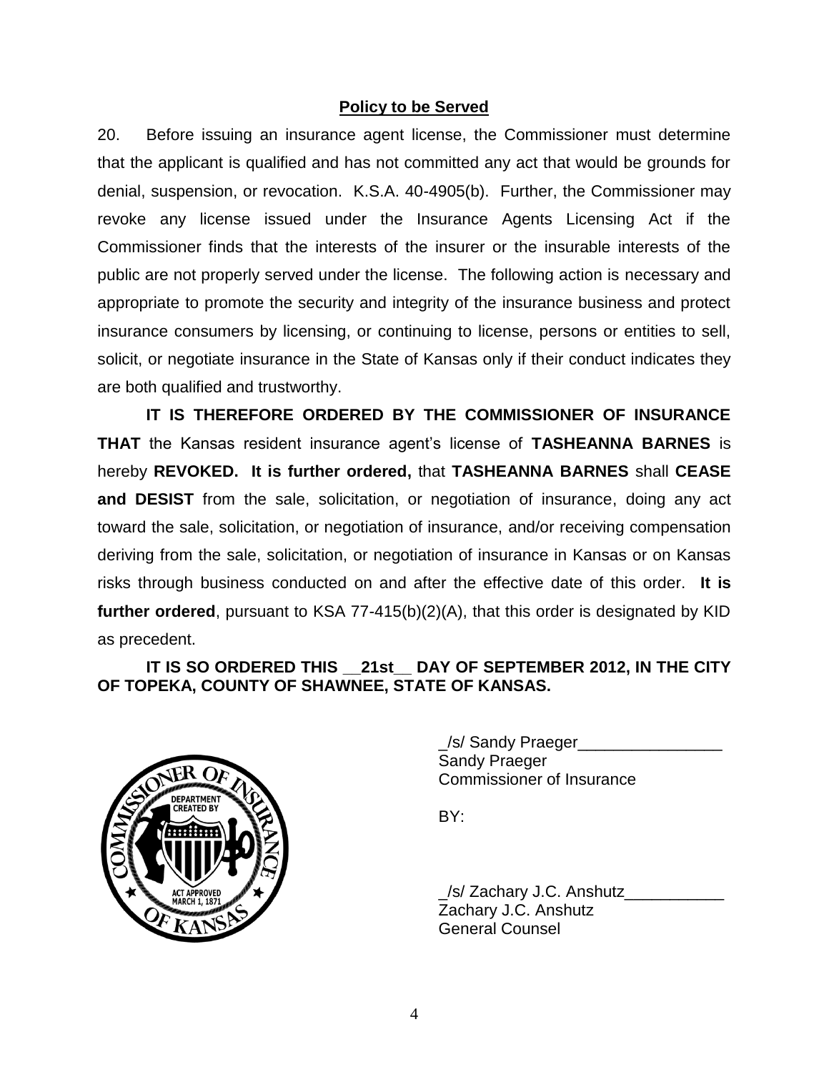**Policy to be Served**

20. Before issuing an insurance agent license, the Commissioner must determine that the applicant is qualified and has not committed any act that would be grounds for denial, suspension, or revocation. K.S.A. 40-4905(b). Further, the Commissioner may revoke any license issued under the Insurance Agents Licensing Act if the Commissioner finds that the interests of the insurer or the insurable interests of the public are not properly served under the license. The following action is necessary and appropriate to promote the security and integrity of the insurance business and protect insurance consumers by licensing, or continuing to license, persons or entities to sell, solicit, or negotiate insurance in the State of Kansas only if their conduct indicates they are both qualified and trustworthy.

**IT IS THEREFORE ORDERED BY THE COMMISSIONER OF INSURANCE THAT** the Kansas resident insurance agent's license of **TASHEANNA BARNES** is hereby **REVOKED. It is further ordered,** that **TASHEANNA BARNES** shall **CEASE and DESIST** from the sale, solicitation, or negotiation of insurance, doing any act toward the sale, solicitation, or negotiation of insurance, and/or receiving compensation deriving from the sale, solicitation, or negotiation of insurance in Kansas or on Kansas risks through business conducted on and after the effective date of this order. **It is further ordered**, pursuant to KSA 77-415(b)(2)(A), that this order is designated by KID as precedent.

**IT IS SO ORDERED THIS \_\_21st\_\_ DAY OF SEPTEMBER 2012, IN THE CITY OF TOPEKA, COUNTY OF SHAWNEE, STATE OF KANSAS.**

_/s/ Sandy Praeger________________
Sandy Praeger
Commissioner of Insurance

BY:

_/s/ Zachary J.C. Anshutz___________
Zachary J.C. Anshutz
General Counsel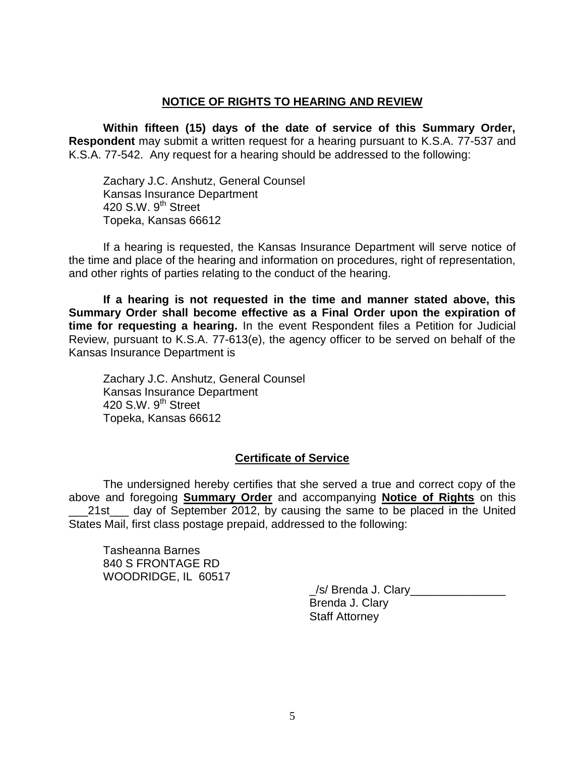## **NOTICE OF RIGHTS TO HEARING AND REVIEW**

**Within fifteen (15) days of the date of service of this Summary Order, Respondent** may submit a written request for a hearing pursuant to K.S.A. 77-537 and K.S.A. 77-542. Any request for a hearing should be addressed to the following:

Zachary J.C. Anshutz, General Counsel  
Kansas Insurance Department  
420 S.W. 9th Street  
Topeka, Kansas 66612

If a hearing is requested, the Kansas Insurance Department will serve notice of the time and place of the hearing and information on procedures, right of representation, and other rights of parties relating to the conduct of the hearing.

**If a hearing is not requested in the time and manner stated above, this Summary Order shall become effective as a Final Order upon the expiration of time for requesting a hearing.** In the event Respondent files a Petition for Judicial Review, pursuant to K.S.A. 77-613(e), the agency officer to be served on behalf of the Kansas Insurance Department is

Zachary J.C. Anshutz, General Counsel  
Kansas Insurance Department  
420 S.W. 9th Street  
Topeka, Kansas 66612

## **Certificate of Service**

The undersigned hereby certifies that she served a true and correct copy of the above and foregoing **Summary Order** and accompanying **Notice of Rights** on this ___21st___ day of September 2012, by causing the same to be placed in the United States Mail, first class postage prepaid, addressed to the following:

Tasheanna Barnes  
840 S FRONTAGE RD  
WOODRIDGE, IL 60517

_/s/ Brenda J. Clary_______________  
Brenda J. Clary  
Staff Attorney